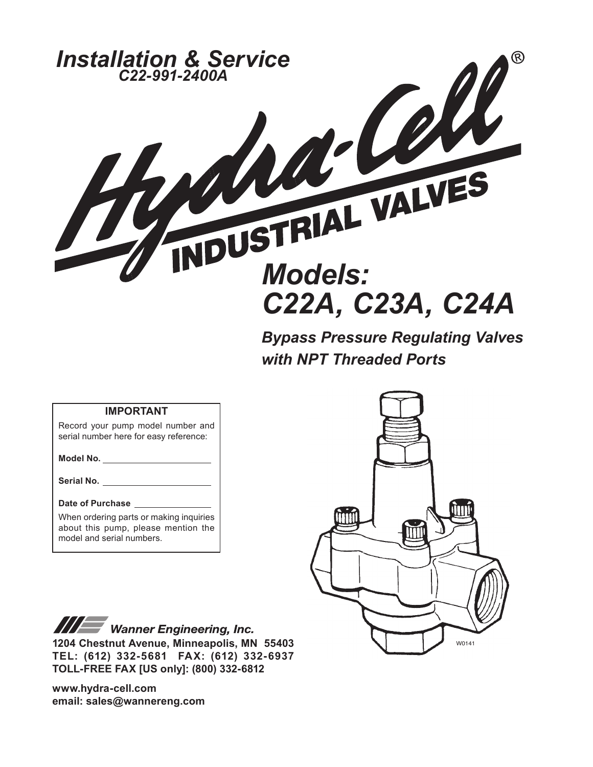*Installation & Service*
*C22-991-2400A*

# Hydra-Cell® INDUSTRIAL VALVES

## *Models: C22A, C23A, C24A*

***Bypass Pressure Regulating Valves with NPT Threaded Ports***

| **IMPORTANT** |
| --- |
| Record your pump model number and serial number here for easy reference: |
| **Model No.** ______________________ |
| **Serial No.** ______________________ |
| **Date of Purchase** ________________ |
| When ordering parts or making inquiries about this pump, please mention the model and serial numbers. |

W0141

***Wanner Engineering, Inc.***
**1204 Chestnut Avenue, Minneapolis, MN 55403**
**TEL: (612) 332-5681 FAX: (612) 332-6937**
**TOLL-FREE FAX [US only]: (800) 332-6812**

**www.hydra-cell.com**
**email: sales@wannereng.com**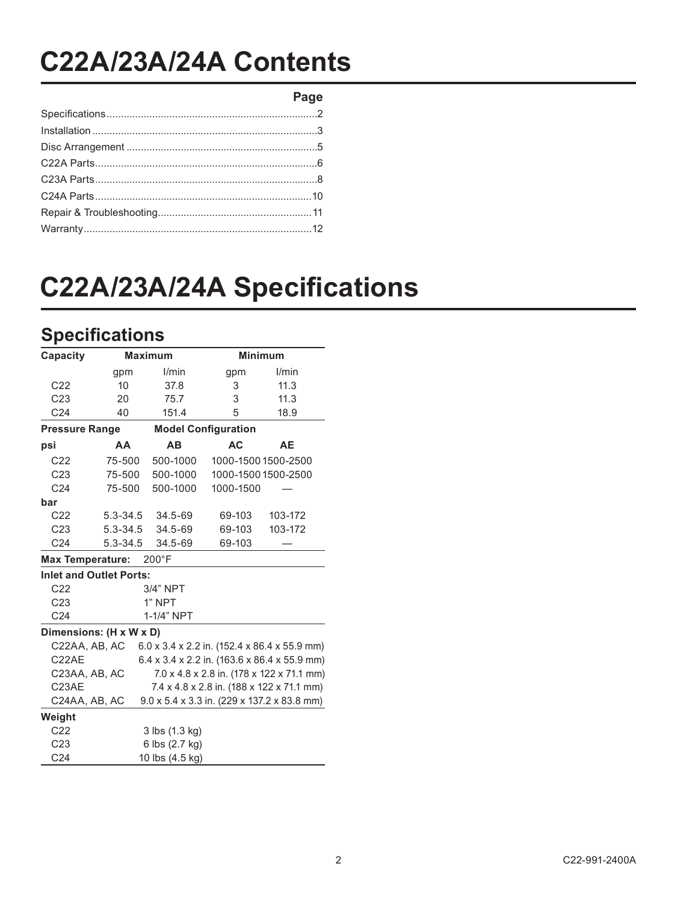# C22A/23A/24A Contents

| | Page |
|---|---|
| Specifications | 2 |
| Installation | 3 |
| Disc Arrangement | 5 |
| C22A Parts | 6 |
| C23A Parts | 8 |
| C24A Parts | 10 |
| Repair & Troubleshooting | 11 |
| Warranty | 12 |

# C22A/23A/24A Specifications

## Specifications

| Capacity | Maximum | | Minimum | |
|---|---|---|---|---|
| | gpm | l/min | gpm | l/min |
| C22 | 10 | 37.8 | 3 | 11.3 |
| C23 | 20 | 75.7 | 3 | 11.3 |
| C24 | 40 | 151.4 | 5 | 18.9 |

| Pressure Range | Model Configuration | | | |
|---|---|---|---|---|
| **psi** | **AA** | **AB** | **AC** | **AE** |
| C22 | 75-500 | 500-1000 | 1000-1500 | 1500-2500 |
| C23 | 75-500 | 500-1000 | 1000-1500 | 1500-2500 |
| C24 | 75-500 | 500-1000 | 1000-1500 | — |
| **bar** | | | | |
| C22 | 5.3-34.5 | 34.5-69 | 69-103 | 103-172 |
| C23 | 5.3-34.5 | 34.5-69 | 69-103 | 103-172 |
| C24 | 5.3-34.5 | 34.5-69 | 69-103 | — |

**Max Temperature:** 200°F

**Inlet and Outlet Ports:**

| | |
|---|---|
| C22 | 3/4" NPT |
| C23 | 1" NPT |
| C24 | 1-1/4" NPT |

**Dimensions: (H x W x D)**

| | |
|---|---|
| C22AA, AB, AC | 6.0 x 3.4 x 2.2 in. (152.4 x 86.4 x 55.9 mm) |
| C22AE | 6.4 x 3.4 x 2.2 in. (163.6 x 86.4 x 55.9 mm) |
| C23AA, AB, AC | 7.0 x 4.8 x 2.8 in. (178 x 122 x 71.1 mm) |
| C23AE | 7.4 x 4.8 x 2.8 in. (188 x 122 x 71.1 mm) |
| C24AA, AB, AC | 9.0 x 5.4 x 3.3 in. (229 x 137.2 x 83.8 mm) |

**Weight**

| | |
|---|---|
| C22 | 3 lbs (1.3 kg) |
| C23 | 6 lbs (2.7 kg) |
| C24 | 10 lbs (4.5 kg) |

C22-991-2400A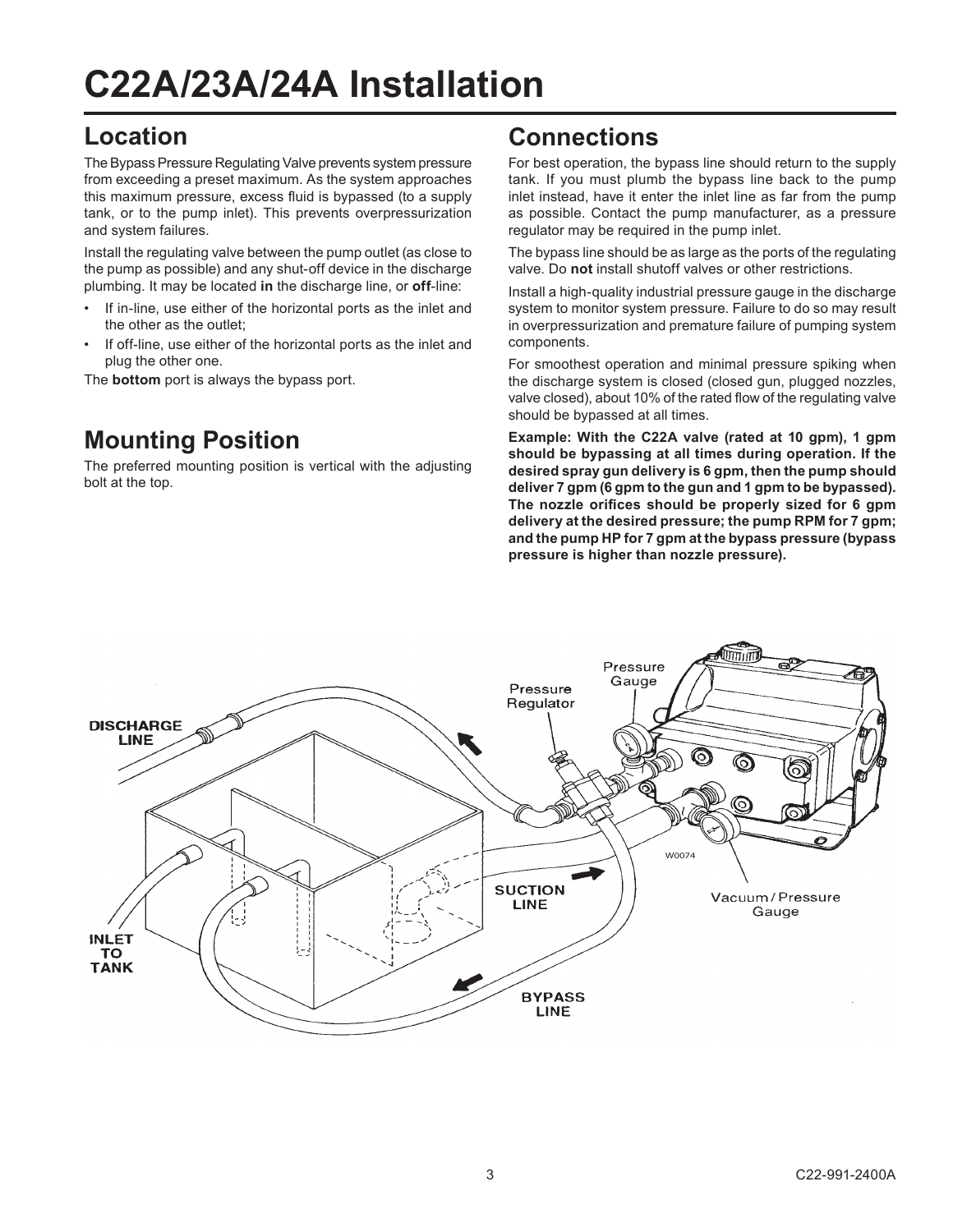# C22A/23A/24A Installation

## Location

The Bypass Pressure Regulating Valve prevents system pressure from exceeding a preset maximum. As the system approaches this maximum pressure, excess fluid is bypassed (to a supply tank, or to the pump inlet). This prevents overpressurization and system failures.

Install the regulating valve between the pump outlet (as close to the pump as possible) and any shut-off device in the discharge plumbing. It may be located **in** the discharge line, or **off**-line:

- If in-line, use either of the horizontal ports as the inlet and the other as the outlet;
- If off-line, use either of the horizontal ports as the inlet and plug the other one.

The **bottom** port is always the bypass port.

## Mounting Position

The preferred mounting position is vertical with the adjusting bolt at the top.

## Connections

For best operation, the bypass line should return to the supply tank. If you must plumb the bypass line back to the pump inlet instead, have it enter the inlet line as far from the pump as possible. Contact the pump manufacturer, as a pressure regulator may be required in the pump inlet.

The bypass line should be as large as the ports of the regulating valve. Do **not** install shutoff valves or other restrictions.

Install a high-quality industrial pressure gauge in the discharge system to monitor system pressure. Failure to do so may result in overpressurization and premature failure of pumping system components.

For smoothest operation and minimal pressure spiking when the discharge system is closed (closed gun, plugged nozzles, valve closed), about 10% of the rated flow of the regulating valve should be bypassed at all times.

**Example: With the C22A valve (rated at 10 gpm), 1 gpm should be bypassing at all times during operation. If the desired spray gun delivery is 6 gpm, then the pump should deliver 7 gpm (6 gpm to the gun and 1 gpm to be bypassed). The nozzle orifices should be properly sized for 6 gpm delivery at the desired pressure; the pump RPM for 7 gpm; and the pump HP for 7 gpm at the bypass pressure (bypass pressure is higher than nozzle pressure).**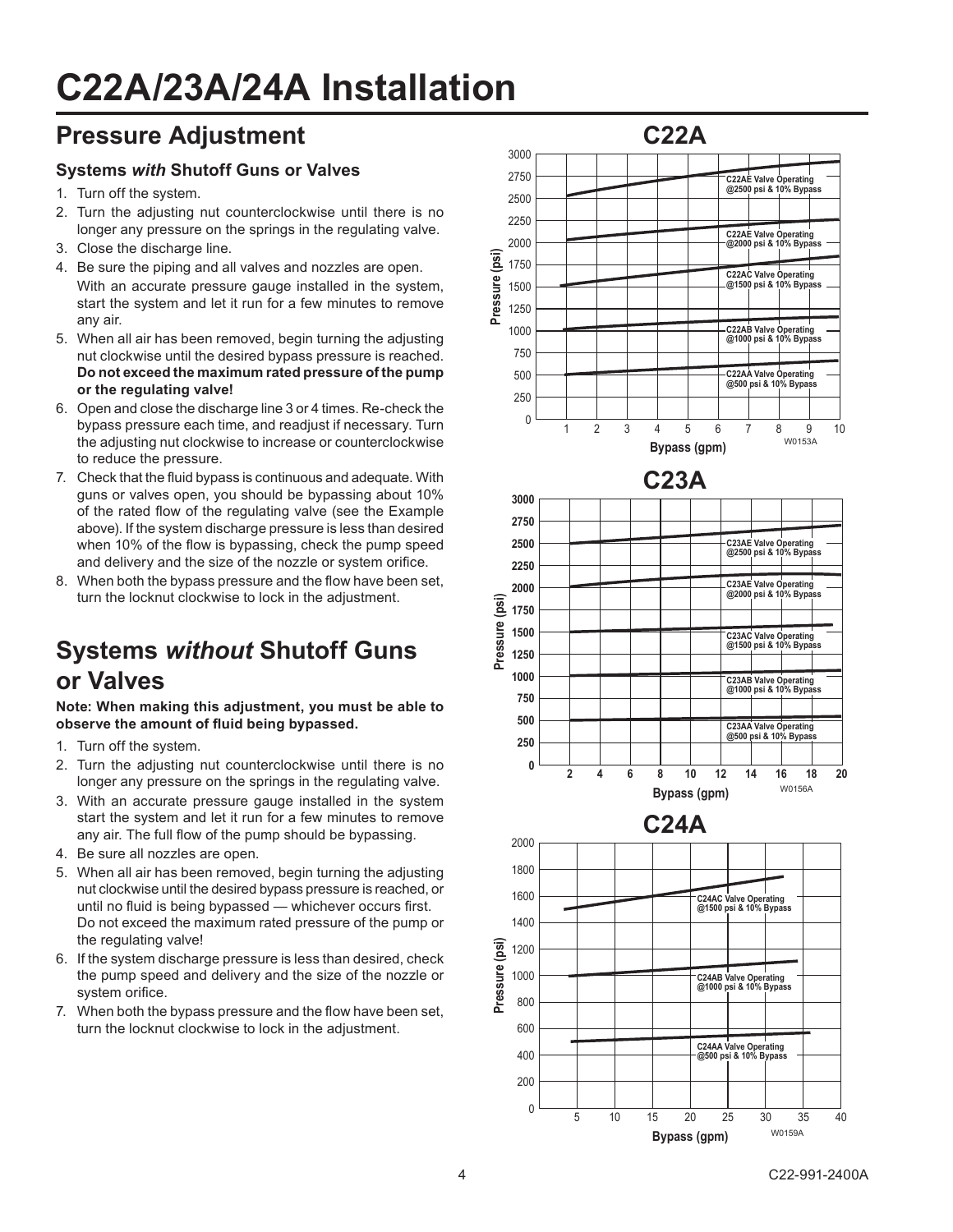# C22A/23A/24A Installation

## Pressure Adjustment

### Systems *with* Shutoff Guns or Valves

1. Turn off the system.
2. Turn the adjusting nut counterclockwise until there is no longer any pressure on the springs in the regulating valve.
3. Close the discharge line.
4. Be sure the piping and all valves and nozzles are open. With an accurate pressure gauge installed in the system, start the system and let it run for a few minutes to remove any air.
5. When all air has been removed, begin turning the adjusting nut clockwise until the desired bypass pressure is reached. **Do not exceed the maximum rated pressure of the pump or the regulating valve!**
6. Open and close the discharge line 3 or 4 times. Re-check the bypass pressure each time, and readjust if necessary. Turn the adjusting nut clockwise to increase or counterclockwise to reduce the pressure.
7. Check that the fluid bypass is continuous and adequate. With guns or valves open, you should be bypassing about 10% of the rated flow of the regulating valve (see the Example above). If the system discharge pressure is less than desired when 10% of the flow is bypassing, check the pump speed and delivery and the size of the nozzle or system orifice.
8. When both the bypass pressure and the flow have been set, turn the locknut clockwise to lock in the adjustment.

## Systems *without* Shutoff Guns or Valves

**Note: When making this adjustment, you must be able to observe the amount of fluid being bypassed.**

1. Turn off the system.
2. Turn the adjusting nut counterclockwise until there is no longer any pressure on the springs in the regulating valve.
3. With an accurate pressure gauge installed in the system start the system and let it run for a few minutes to remove any air. The full flow of the pump should be bypassing.
4. Be sure all nozzles are open.
5. When all air has been removed, begin turning the adjusting nut clockwise until the desired bypass pressure is reached, or until no fluid is being bypassed — whichever occurs first. Do not exceed the maximum rated pressure of the pump or the regulating valve!
6. If the system discharge pressure is less than desired, check the pump speed and delivery and the size of the nozzle or system orifice.
7. When both the bypass pressure and the flow have been set, turn the locknut clockwise to lock in the adjustment.

### C22A

Pressure (psi) vs. Bypass (gpm):
- C22AE Valve Operating @2500 psi & 10% Bypass
- C22AE Valve Operating @2000 psi & 10% Bypass
- C22AC Valve Operating @1500 psi & 10% Bypass
- C22AB Valve Operating @1000 psi & 10% Bypass
- C22AA Valve Operating @500 psi & 10% Bypass

W0153A

### C23A

Pressure (psi) vs. Bypass (gpm):
- C23AE Valve Operating @2500 psi & 10% Bypass
- C23AE Valve Operating @2000 psi & 10% Bypass
- C23AC Valve Operating @1500 psi & 10% Bypass
- C23AB Valve Operating @1000 psi & 10% Bypass
- C23AA Valve Operating @500 psi & 10% Bypass

W0156A

### C24A

Pressure (psi) vs. Bypass (gpm):
- C24AC Valve Operating @1500 psi & 10% Bypass
- C24AB Valve Operating @1000 psi & 10% Bypass
- C24AA Valve Operating @500 psi & 10% Bypass

W0159A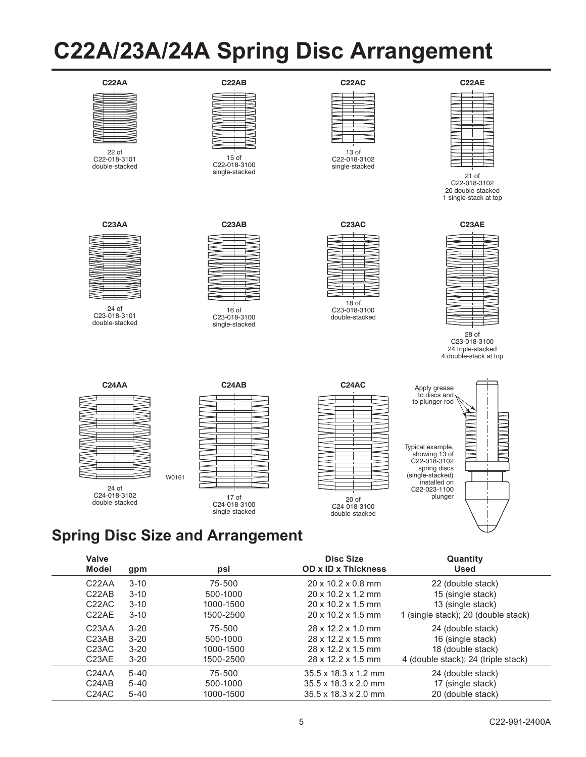# C22A/23A/24A Spring Disc Arrangement

**C22AA**

22 of
C22-018-3101
double-stacked

**C22AB**

15 of
C22-018-3100
single-stacked

**C22AC**

13 of
C22-018-3102
single-stacked

**C22AE**

21 of
C22-018-3102
20 double-stacked
1 single-stack at top

**C23AA**

24 of
C23-018-3101
double-stacked

**C23AB**

16 of
C23-018-3100
single-stacked

**C23AC**

18 of
C23-018-3100
double-stacked

**C23AE**

28 of
C23-018-3100
24 triple-stacked
4 double-stack at top

**C24AA**

24 of
C24-018-3102
double-stacked

**C24AB**

17 of
C24-018-3100
single-stacked

**C24AC**

20 of
C24-018-3100
double-stacked

W0161

Apply grease to discs and to plunger rod

Typical example, showing 13 of C22-018-3102 spring discs (single-stacked) installed on C22-023-1100 plunger

## Spring Disc Size and Arrangement

| Valve Model | gpm | psi | Disc Size OD x ID x Thickness | Quantity Used |
|---|---|---|---|---|
| C22AA | 3-10 | 75-500 | 20 x 10.2 x 0.8 mm | 22 (double stack) |
| C22AB | 3-10 | 500-1000 | 20 x 10.2 x 1.2 mm | 15 (single stack) |
| C22AC | 3-10 | 1000-1500 | 20 x 10.2 x 1.5 mm | 13 (single stack) |
| C22AE | 3-10 | 1500-2500 | 20 x 10.2 x 1.5 mm | 1 (single stack); 20 (double stack) |
| C23AA | 3-20 | 75-500 | 28 x 12.2 x 1.0 mm | 24 (double stack) |
| C23AB | 3-20 | 500-1000 | 28 x 12.2 x 1.5 mm | 16 (single stack) |
| C23AC | 3-20 | 1000-1500 | 28 x 12.2 x 1.5 mm | 18 (double stack) |
| C23AE | 3-20 | 1500-2500 | 28 x 12.2 x 1.5 mm | 4 (double stack); 24 (triple stack) |
| C24AA | 5-40 | 75-500 | 35.5 x 18.3 x 1.2 mm | 24 (double stack) |
| C24AB | 5-40 | 500-1000 | 35.5 x 18.3 x 2.0 mm | 17 (single stack) |
| C24AC | 5-40 | 1000-1500 | 35.5 x 18.3 x 2.0 mm | 20 (double stack) |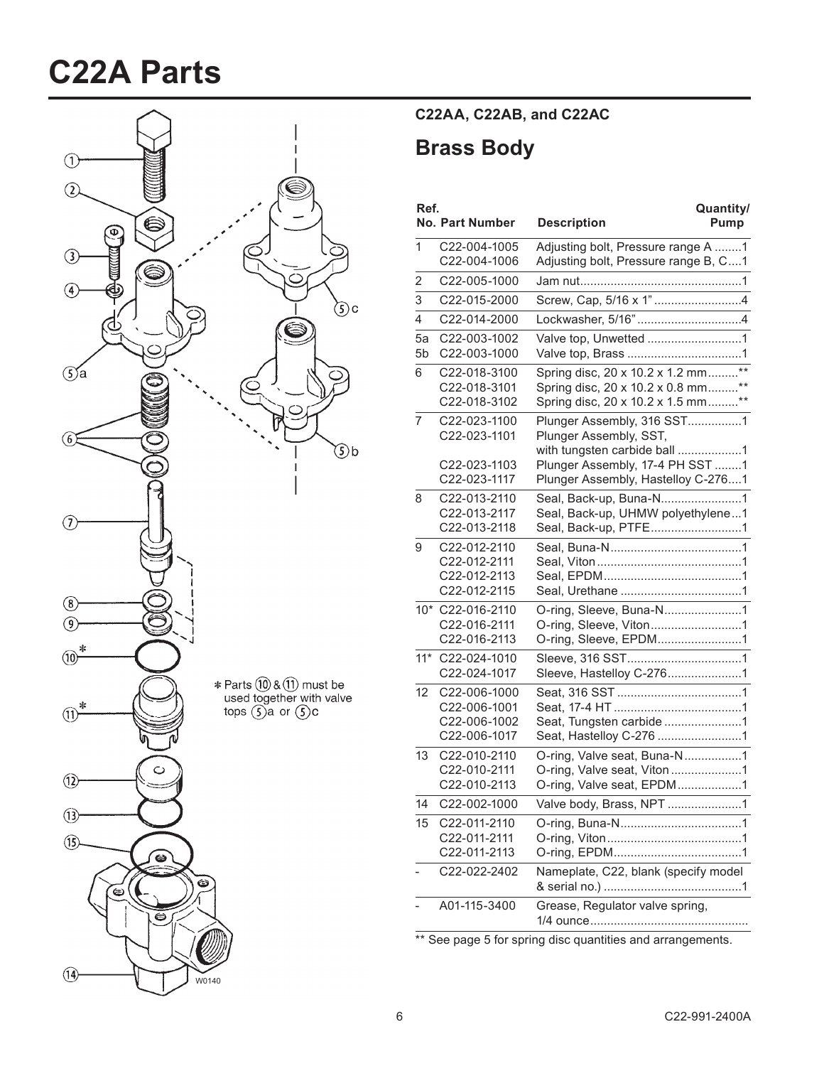# C22A Parts

## C22AA, C22AB, and C22AC

## Brass Body

| Ref. No. | Part Number | Description | Quantity/ Pump |
|---|---|---|---|
| 1 | C22-004-1005 | Adjusting bolt, Pressure range A | 1 |
| | C22-004-1006 | Adjusting bolt, Pressure range B, C | 1 |
| 2 | C22-005-1000 | Jam nut | 1 |
| 3 | C22-015-2000 | Screw, Cap, 5/16 x 1" | 4 |
| 4 | C22-014-2000 | Lockwasher, 5/16" | 4 |
| 5a | C22-003-1002 | Valve top, Unwetted | 1 |
| 5b | C22-003-1000 | Valve top, Brass | 1 |
| 6 | C22-018-3100 | Spring disc, 20 x 10.2 x 1.2 mm | ** |
| | C22-018-3101 | Spring disc, 20 x 10.2 x 0.8 mm | ** |
| | C22-018-3102 | Spring disc, 20 x 10.2 x 1.5 mm | ** |
| 7 | C22-023-1100 | Plunger Assembly, 316 SST | 1 |
| | C22-023-1101 | Plunger Assembly, SST, with tungsten carbide ball | 1 |
| | C22-023-1103 | Plunger Assembly, 17-4 PH SST | 1 |
| | C22-023-1117 | Plunger Assembly, Hastelloy C-276 | 1 |
| 8 | C22-013-2110 | Seal, Back-up, Buna-N | 1 |
| | C22-013-2117 | Seal, Back-up, UHMW polyethylene | 1 |
| | C22-013-2118 | Seal, Back-up, PTFE | 1 |
| 9 | C22-012-2110 | Seal, Buna-N | 1 |
| | C22-012-2111 | Seal, Viton | 1 |
| | C22-012-2113 | Seal, EPDM | 1 |
| | C22-012-2115 | Seal, Urethane | 1 |
| 10* | C22-016-2110 | O-ring, Sleeve, Buna-N | 1 |
| | C22-016-2111 | O-ring, Sleeve, Viton | 1 |
| | C22-016-2113 | O-ring, Sleeve, EPDM | 1 |
| 11* | C22-024-1010 | Sleeve, 316 SST | 1 |
| | C22-024-1017 | Sleeve, Hastelloy C-276 | 1 |
| 12 | C22-006-1000 | Seat, 316 SST | 1 |
| | C22-006-1001 | Seat, 17-4 HT | 1 |
| | C22-006-1002 | Seat, Tungsten carbide | 1 |
| | C22-006-1017 | Seat, Hastelloy C-276 | 1 |
| 13 | C22-010-2110 | O-ring, Valve seat, Buna-N | 1 |
| | C22-010-2111 | O-ring, Valve seat, Viton | 1 |
| | C22-010-2113 | O-ring, Valve seat, EPDM | 1 |
| 14 | C22-002-1000 | Valve body, Brass, NPT | 1 |
| 15 | C22-011-2110 | O-ring, Buna-N | 1 |
| | C22-011-2111 | O-ring, Viton | 1 |
| | C22-011-2113 | O-ring, EPDM | 1 |
| - | C22-022-2402 | Nameplate, C22, blank (specify model & serial no.) | 1 |
| - | A01-115-3400 | Grease, Regulator valve spring, 1/4 ounce | |

** See page 5 for spring disc quantities and arrangements.

* Parts 10 & 11 must be used together with valve tops 5a or 5c

W0140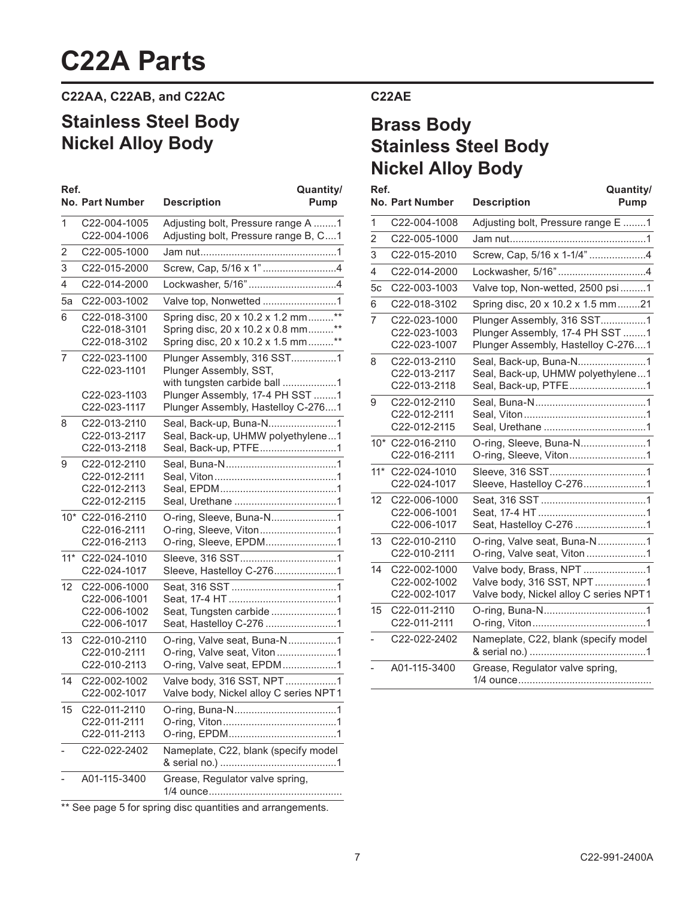# C22A Parts

### C22AA, C22AB, and C22AC

## Stainless Steel Body
## Nickel Alloy Body

| Ref. No. | Part Number | Description | Quantity/ Pump |
|---|---|---|---|
| 1 | C22-004-1005 | Adjusting bolt, Pressure range A | 1 |
| | C22-004-1006 | Adjusting bolt, Pressure range B, C | 1 |
| 2 | C22-005-1000 | Jam nut | 1 |
| 3 | C22-015-2000 | Screw, Cap, 5/16 x 1" | 4 |
| 4 | C22-014-2000 | Lockwasher, 5/16" | 4 |
| 5a | C22-003-1002 | Valve top, Nonwetted | 1 |
| 6 | C22-018-3100 | Spring disc, 20 x 10.2 x 1.2 mm | ** |
| | C22-018-3101 | Spring disc, 20 x 10.2 x 0.8 mm | ** |
| | C22-018-3102 | Spring disc, 20 x 10.2 x 1.5 mm | ** |
| 7 | C22-023-1100 | Plunger Assembly, 316 SST | 1 |
| | C22-023-1101 | Plunger Assembly, SST, with tungsten carbide ball | 1 |
| | C22-023-1103 | Plunger Assembly, 17-4 PH SST | 1 |
| | C22-023-1117 | Plunger Assembly, Hastelloy C-276 | 1 |
| 8 | C22-013-2110 | Seal, Back-up, Buna-N | 1 |
| | C22-013-2117 | Seal, Back-up, UHMW polyethylene | 1 |
| | C22-013-2118 | Seal, Back-up, PTFE | 1 |
| 9 | C22-012-2110 | Seal, Buna-N | 1 |
| | C22-012-2111 | Seal, Viton | 1 |
| | C22-012-2113 | Seal, EPDM | 1 |
| | C22-012-2115 | Seal, Urethane | 1 |
| 10* | C22-016-2110 | O-ring, Sleeve, Buna-N | 1 |
| | C22-016-2111 | O-ring, Sleeve, Viton | 1 |
| | C22-016-2113 | O-ring, Sleeve, EPDM | 1 |
| 11* | C22-024-1010 | Sleeve, 316 SST | 1 |
| | C22-024-1017 | Sleeve, Hastelloy C-276 | 1 |
| 12 | C22-006-1000 | Seat, 316 SST | 1 |
| | C22-006-1001 | Seat, 17-4 HT | 1 |
| | C22-006-1002 | Seat, Tungsten carbide | 1 |
| | C22-006-1017 | Seat, Hastelloy C-276 | 1 |
| 13 | C22-010-2110 | O-ring, Valve seat, Buna-N | 1 |
| | C22-010-2111 | O-ring, Valve seat, Viton | 1 |
| | C22-010-2113 | O-ring, Valve seat, EPDM | 1 |
| 14 | C22-002-1002 | Valve body, 316 SST, NPT | 1 |
| | C22-002-1017 | Valve body, Nickel alloy C series NPT | 1 |
| 15 | C22-011-2110 | O-ring, Buna-N | 1 |
| | C22-011-2111 | O-ring, Viton | 1 |
| | C22-011-2113 | O-ring, EPDM | 1 |
| - | C22-022-2402 | Nameplate, C22, blank (specify model & serial no.) | 1 |
| - | A01-115-3400 | Grease, Regulator valve spring, 1/4 ounce | |

** See page 5 for spring disc quantities and arrangements.

### C22AE

## Brass Body
## Stainless Steel Body
## Nickel Alloy Body

| Ref. No. | Part Number | Description | Quantity/ Pump |
|---|---|---|---|
| 1 | C22-004-1008 | Adjusting bolt, Pressure range E | 1 |
| 2 | C22-005-1000 | Jam nut | 1 |
| 3 | C22-015-2010 | Screw, Cap, 5/16 x 1-1/4" | 4 |
| 4 | C22-014-2000 | Lockwasher, 5/16" | 4 |
| 5c | C22-003-1003 | Valve top, Non-wetted, 2500 psi | 1 |
| 6 | C22-018-3102 | Spring disc, 20 x 10.2 x 1.5 mm | 21 |
| 7 | C22-023-1000 | Plunger Assembly, 316 SST | 1 |
| | C22-023-1003 | Plunger Assembly, 17-4 PH SST | 1 |
| | C22-023-1007 | Plunger Assembly, Hastelloy C-276 | 1 |
| 8 | C22-013-2110 | Seal, Back-up, Buna-N | 1 |
| | C22-013-2117 | Seal, Back-up, UHMW polyethylene | 1 |
| | C22-013-2118 | Seal, Back-up, PTFE | 1 |
| 9 | C22-012-2110 | Seal, Buna-N | 1 |
| | C22-012-2111 | Seal, Viton | 1 |
| | C22-012-2115 | Seal, Urethane | 1 |
| 10* | C22-016-2110 | O-ring, Sleeve, Buna-N | 1 |
| | C22-016-2111 | O-ring, Sleeve, Viton | 1 |
| 11* | C22-024-1010 | Sleeve, 316 SST | 1 |
| | C22-024-1017 | Sleeve, Hastelloy C-276 | 1 |
| 12 | C22-006-1000 | Seat, 316 SST | 1 |
| | C22-006-1001 | Seat, 17-4 HT | 1 |
| | C22-006-1017 | Seat, Hastelloy C-276 | 1 |
| 13 | C22-010-2110 | O-ring, Valve seat, Buna-N | 1 |
| | C22-010-2111 | O-ring, Valve seat, Viton | 1 |
| 14 | C22-002-1000 | Valve body, Brass, NPT | 1 |
| | C22-002-1002 | Valve body, 316 SST, NPT | 1 |
| | C22-002-1017 | Valve body, Nickel alloy C series NPT | 1 |
| 15 | C22-011-2110 | O-ring, Buna-N | 1 |
| | C22-011-2111 | O-ring, Viton | 1 |
| - | C22-022-2402 | Nameplate, C22, blank (specify model & serial no.) | 1 |
| - | A01-115-3400 | Grease, Regulator valve spring, 1/4 ounce | |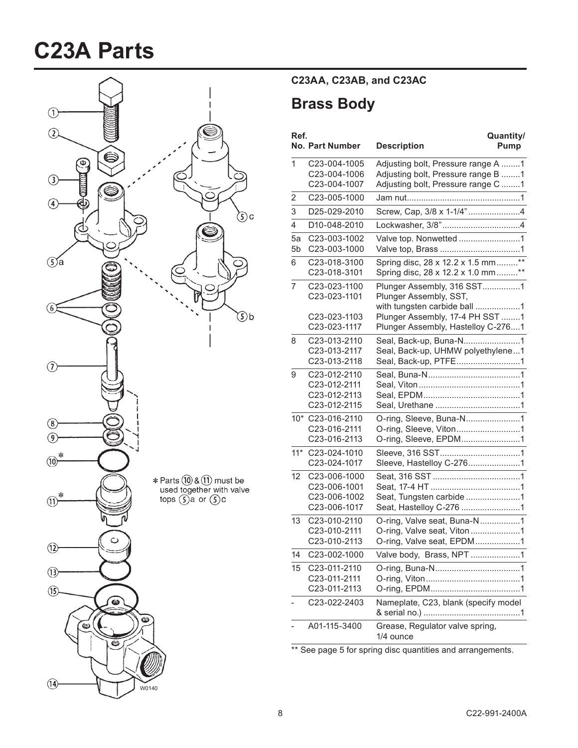# C23A Parts

*Parts 10 & 11 must be used together with valve tops 5a or 5c

W0140

### C23AA, C23AB, and C23AC

## Brass Body

| Ref. No. | Part Number | Description | Quantity/ Pump |
|---|---|---|---|
| 1 | C23-004-1005 | Adjusting bolt, Pressure range A | 1 |
| | C23-004-1006 | Adjusting bolt, Pressure range B | 1 |
| | C23-004-1007 | Adjusting bolt, Pressure range C | 1 |
| 2 | C23-005-1000 | Jam nut | 1 |
| 3 | D25-029-2010 | Screw, Cap, 3/8 x 1-1/4" | 4 |
| 4 | D10-048-2010 | Lockwasher, 3/8" | 4 |
| 5a | C23-003-1002 | Valve top. Nonwetted | 1 |
| 5b | C23-003-1000 | Valve top, Brass | 1 |
| 6 | C23-018-3100 | Spring disc, 28 x 12.2 x 1.5 mm | ** |
| | C23-018-3101 | Spring disc, 28 x 12.2 x 1.0 mm | ** |
| 7 | C23-023-1100 | Plunger Assembly, 316 SST | 1 |
| | C23-023-1101 | Plunger Assembly, SST, with tungsten carbide ball | 1 |
| | C23-023-1103 | Plunger Assembly, 17-4 PH SST | 1 |
| | C23-023-1117 | Plunger Assembly, Hastelloy C-276 | 1 |
| 8 | C23-013-2110 | Seal, Back-up, Buna-N | 1 |
| | C23-013-2117 | Seal, Back-up, UHMW polyethylene | 1 |
| | C23-013-2118 | Seal, Back-up, PTFE | 1 |
| 9 | C23-012-2110 | Seal, Buna-N | 1 |
| | C23-012-2111 | Seal, Viton | 1 |
| | C23-012-2113 | Seal, EPDM | 1 |
| | C23-012-2115 | Seal, Urethane | 1 |
| 10* | C23-016-2110 | O-ring, Sleeve, Buna-N | 1 |
| | C23-016-2111 | O-ring, Sleeve, Viton | 1 |
| | C23-016-2113 | O-ring, Sleeve, EPDM | 1 |
| 11* | C23-024-1010 | Sleeve, 316 SST | 1 |
| | C23-024-1017 | Sleeve, Hastelloy C-276 | 1 |
| 12 | C23-006-1000 | Seat, 316 SST | 1 |
| | C23-006-1001 | Seat, 17-4 HT | 1 |
| | C23-006-1002 | Seat, Tungsten carbide | 1 |
| | C23-006-1017 | Seat, Hastelloy C-276 | 1 |
| 13 | C23-010-2110 | O-ring, Valve seat, Buna-N | 1 |
| | C23-010-2111 | O-ring, Valve seat, Viton | 1 |
| | C23-010-2113 | O-ring, Valve seat, EPDM | 1 |
| 14 | C23-002-1000 | Valve body, Brass, NPT | 1 |
| 15 | C23-011-2110 | O-ring, Buna-N | 1 |
| | C23-011-2111 | O-ring, Viton | 1 |
| | C23-011-2113 | O-ring, EPDM | 1 |
| - | C23-022-2403 | Nameplate, C23, blank (specify model & serial no.) | 1 |
| - | A01-115-3400 | Grease, Regulator valve spring, 1/4 ounce | |

** See page 5 for spring disc quantities and arrangements.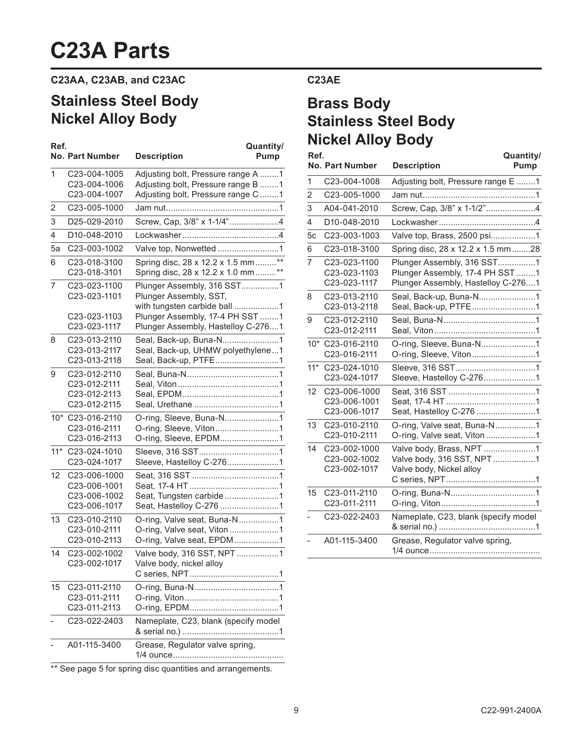# C23A Parts

### C23AA, C23AB, and C23AC

## Stainless Steel Body
## Nickel Alloy Body

| Ref. No. | Part Number | Description | Quantity/ Pump |
|---|---|---|---|
| 1 | C23-004-1005 | Adjusting bolt, Pressure range A | 1 |
| | C23-004-1006 | Adjusting bolt, Pressure range B | 1 |
| | C23-004-1007 | Adjusting bolt, Pressure range C | 1 |
| 2 | C23-005-1000 | Jam nut | 1 |
| 3 | D25-029-2010 | Screw, Cap, 3/8" x 1-1/4" | 4 |
| 4 | D10-048-2010 | Lockwasher | 4 |
| 5a | C23-003-1002 | Valve top, Nonwetted | 1 |
| 6 | C23-018-3100 | Spring disc, 28 x 12.2 x 1.5 mm | ** |
| | C23-018-3101 | Spring disc, 28 x 12.2 x 1.0 mm | ** |
| 7 | C23-023-1100 | Plunger Assembly, 316 SST | 1 |
| | C23-023-1101 | Plunger Assembly, SST, with tungsten carbide ball | 1 |
| | C23-023-1103 | Plunger Assembly, 17-4 PH SST | 1 |
| | C23-023-1117 | Plunger Assembly, Hastelloy C-276 | 1 |
| 8 | C23-013-2110 | Seal, Back-up, Buna-N | 1 |
| | C23-013-2117 | Seal, Back-up, UHMW polyethylene | 1 |
| | C23-013-2118 | Seal, Back-up, PTFE | 1 |
| 9 | C23-012-2110 | Seal, Buna-N | 1 |
| | C23-012-2111 | Seal, Viton | 1 |
| | C23-012-2113 | Seal, EPDM | 1 |
| | C23-012-2115 | Seal, Urethane | 1 |
| 10* | C23-016-2110 | O-ring, Sleeve, Buna-N | 1 |
| | C23-016-2111 | O-ring, Sleeve, Viton | 1 |
| | C23-016-2113 | O-ring, Sleeve, EPDM | 1 |
| 11* | C23-024-1010 | Sleeve, 316 SST | 1 |
| | C23-024-1017 | Sleeve, Hastelloy C-276 | 1 |
| 12 | C23-006-1000 | Seat, 316 SST | 1 |
| | C23-006-1001 | Seat, 17-4 HT | 1 |
| | C23-006-1002 | Seat, Tungsten carbide | 1 |
| | C23-006-1017 | Seat, Hastelloy C-276 | 1 |
| 13 | C23-010-2110 | O-ring, Valve seat, Buna-N | 1 |
| | C23-010-2111 | O-ring, Valve seat, Viton | 1 |
| | C23-010-2113 | O-ring, Valve seat, EPDM | 1 |
| 14 | C23-002-1002 | Valve body, 316 SST, NPT | 1 |
| | C23-002-1017 | Valve body, nickel alloy C series, NPT | 1 |
| 15 | C23-011-2110 | O-ring, Buna-N | 1 |
| | C23-011-2111 | O-ring, Viton | 1 |
| | C23-011-2113 | O-ring, EPDM | 1 |
| - | C23-022-2403 | Nameplate, C23, blank (specify model & serial no.) | 1 |
| - | A01-115-3400 | Grease, Regulator valve spring, 1/4 ounce | |

** See page 5 for spring disc quantities and arrangements.

### C23AE

## Brass Body
## Stainless Steel Body
## Nickel Alloy Body

| Ref. No. | Part Number | Description | Quantity/ Pump |
|---|---|---|---|
| 1 | C23-004-1008 | Adjusting bolt, Pressure range E | 1 |
| 2 | C23-005-1000 | Jam nut | 1 |
| 3 | A04-041-2010 | Screw, Cap, 3/8" x 1-1/2" | 4 |
| 4 | D10-048-2010 | Lockwasher | 4 |
| 5c | C23-003-1003 | Valve top, Brass, 2500 psi | 1 |
| 6 | C23-018-3100 | Spring disc, 28 x 12.2 x 1.5 mm | 28 |
| 7 | C23-023-1100 | Plunger Assembly, 316 SST | 1 |
| | C23-023-1103 | Plunger Assembly, 17-4 PH SST | 1 |
| | C23-023-1117 | Plunger Assembly, Hastelloy C-276 | 1 |
| 8 | C23-013-2110 | Seal, Back-up, Buna-N | 1 |
| | C23-013-2118 | Seal, Back-up, PTFE | 1 |
| 9 | C23-012-2110 | Seal, Buna-N | 1 |
| | C23-012-2111 | Seal, Viton | 1 |
| 10* | C23-016-2110 | O-ring, Sleeve, Buna-N | 1 |
| | C23-016-2111 | O-ring, Sleeve, Viton | 1 |
| 11* | C23-024-1010 | Sleeve, 316 SST | 1 |
| | C23-024-1017 | Sleeve, Hastelloy C-276 | 1 |
| 12 | C23-006-1000 | Seat, 316 SST | 1 |
| | C23-006-1001 | Seat, 17-4 HT | 1 |
| | C23-006-1017 | Seat, Hastelloy C-276 | 1 |
| 13 | C23-010-2110 | O-ring, Valve seat, Buna-N | 1 |
| | C23-010-2111 | O-ring, Valve seat, Viton | 1 |
| 14 | C23-002-1000 | Valve body, Brass, NPT | 1 |
| | C23-002-1002 | Valve body, 316 SST, NPT | 1 |
| | C23-002-1017 | Valve body, Nickel alloy C series, NPT | 1 |
| 15 | C23-011-2110 | O-ring, Buna-N | 1 |
| | C23-011-2111 | O-ring, Viton | 1 |
| - | C23-022-2403 | Nameplate, C23, blank (specify model & serial no.) | 1 |
| - | A01-115-3400 | Grease, Regulator valve spring, 1/4 ounce | |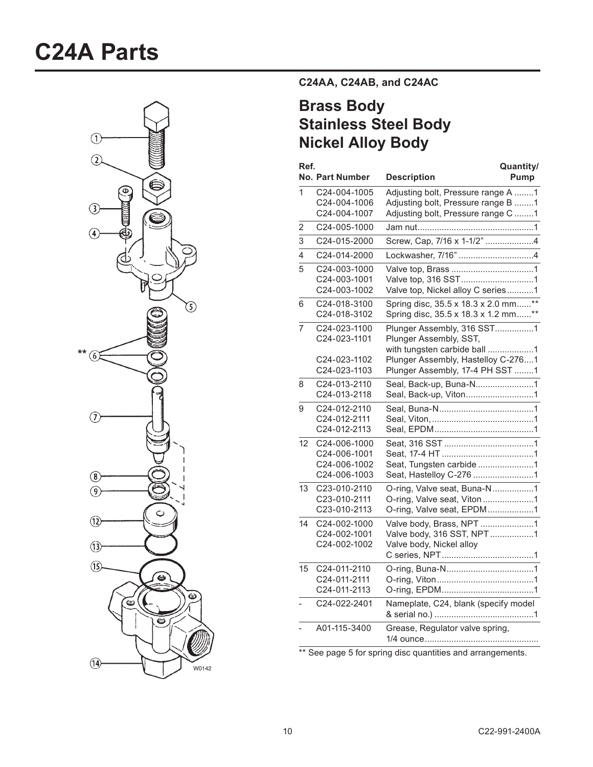# C24A Parts

### C24AA, C24AB, and C24AC

## Brass Body
## Stainless Steel Body
## Nickel Alloy Body

| Ref. No. | Part Number | Description | Quantity/ Pump |
|---|---|---|---|
| 1 | C24-004-1005 | Adjusting bolt, Pressure range A | 1 |
| | C24-004-1006 | Adjusting bolt, Pressure range B | 1 |
| | C24-004-1007 | Adjusting bolt, Pressure range C | 1 |
| 2 | C24-005-1000 | Jam nut | 1 |
| 3 | C24-015-2000 | Screw, Cap, 7/16 x 1-1/2" | 4 |
| 4 | C24-014-2000 | Lockwasher, 7/16" | 4 |
| 5 | C24-003-1000 | Valve top, Brass | 1 |
| | C24-003-1001 | Valve top, 316 SST | 1 |
| | C24-003-1002 | Valve top, Nickel alloy C series | 1 |
| 6 | C24-018-3100 | Spring disc, 35.5 x 18.3 x 2.0 mm | ** |
| | C24-018-3102 | Spring disc, 35.5 x 18.3 x 1.2 mm | ** |
| 7 | C24-023-1100 | Plunger Assembly, 316 SST | 1 |
| | C24-023-1101 | Plunger Assembly, SST, with tungsten carbide ball | 1 |
| | C24-023-1102 | Plunger Assembly, Hastelloy C-276 | 1 |
| | C24-023-1103 | Plunger Assembly, 17-4 PH SST | 1 |
| 8 | C24-013-2110 | Seal, Back-up, Buna-N | 1 |
| | C24-013-2118 | Seal, Back-up, Viton | 1 |
| 9 | C24-012-2110 | Seal, Buna-N | 1 |
| | C24-012-2111 | Seal, Viton, | 1 |
| | C24-012-2113 | Seal, EPDM | 1 |
| 12 | C24-006-1000 | Seat, 316 SST | 1 |
| | C24-006-1001 | Seat, 17-4 HT | 1 |
| | C24-006-1002 | Seat, Tungsten carbide | 1 |
| | C24-006-1003 | Seat, Hastelloy C-276 | 1 |
| 13 | C23-010-2110 | O-ring, Valve seat, Buna-N | 1 |
| | C23-010-2111 | O-ring, Valve seat, Viton | 1 |
| | C23-010-2113 | O-ring, Valve seat, EPDM | 1 |
| 14 | C24-002-1000 | Valve body, Brass, NPT | 1 |
| | C24-002-1001 | Valve body, 316 SST, NPT | 1 |
| | C24-002-1002 | Valve body, Nickel alloy C series, NPT | 1 |
| 15 | C24-011-2110 | O-ring, Buna-N | 1 |
| | C24-011-2111 | O-ring, Viton | 1 |
| | C24-011-2113 | O-ring, EPDM | 1 |
| - | C24-022-2401 | Nameplate, C24, blank (specify model & serial no.) | 1 |
| - | A01-115-3400 | Grease, Regulator valve spring, 1/4 ounce | |

** See page 5 for spring disc quantities and arrangements.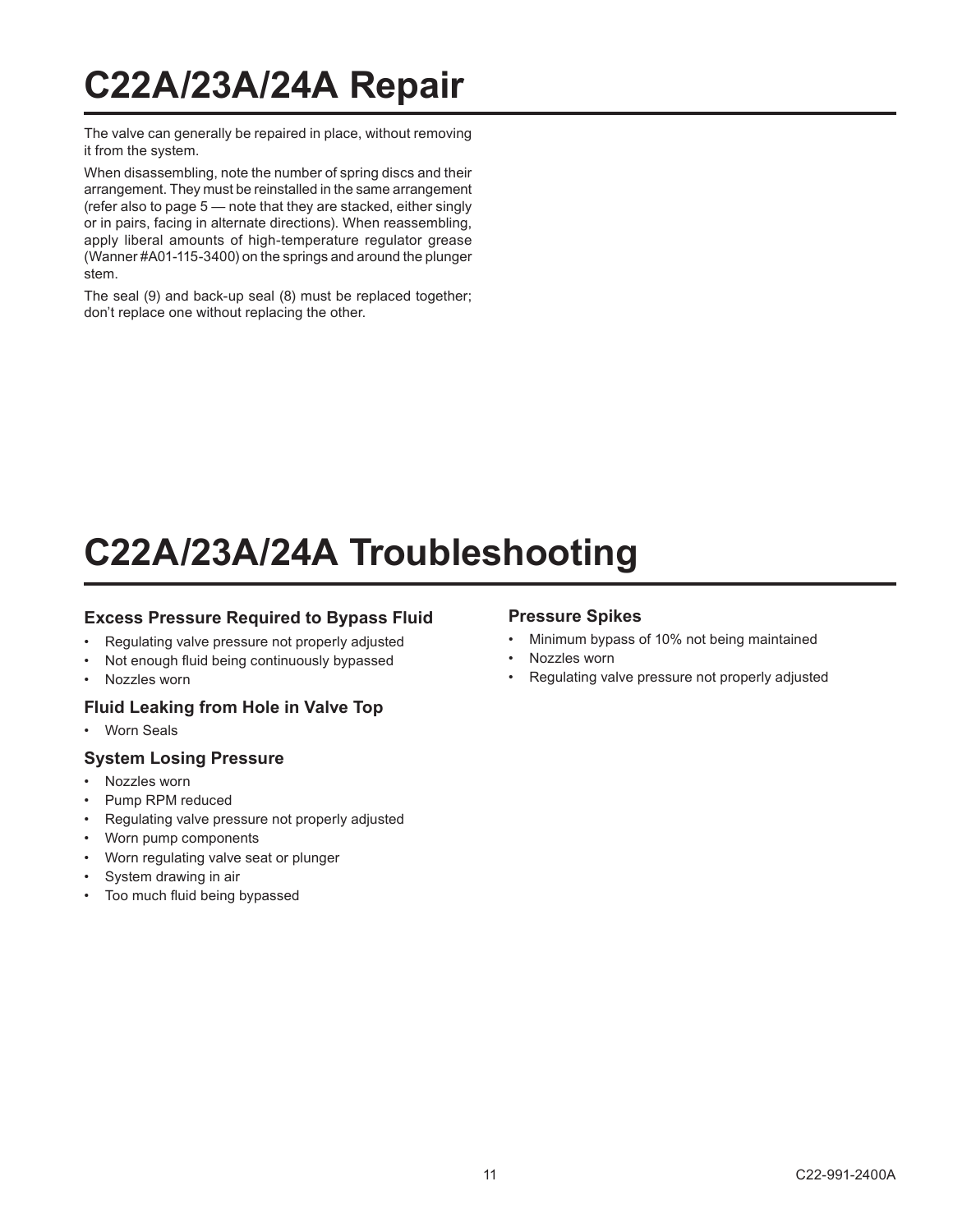# C22A/23A/24A Repair

The valve can generally be repaired in place, without removing it from the system.

When disassembling, note the number of spring discs and their arrangement. They must be reinstalled in the same arrangement (refer also to page 5 — note that they are stacked, either singly or in pairs, facing in alternate directions). When reassembling, apply liberal amounts of high-temperature regulator grease (Wanner #A01-115-3400) on the springs and around the plunger stem.

The seal (9) and back-up seal (8) must be replaced together; don't replace one without replacing the other.

# C22A/23A/24A Troubleshooting

### Excess Pressure Required to Bypass Fluid

- Regulating valve pressure not properly adjusted
- Not enough fluid being continuously bypassed
- Nozzles worn

### Fluid Leaking from Hole in Valve Top

- Worn Seals

### System Losing Pressure

- Nozzles worn
- Pump RPM reduced
- Regulating valve pressure not properly adjusted
- Worn pump components
- Worn regulating valve seat or plunger
- System drawing in air
- Too much fluid being bypassed

### Pressure Spikes

- Minimum bypass of 10% not being maintained
- Nozzles worn
- Regulating valve pressure not properly adjusted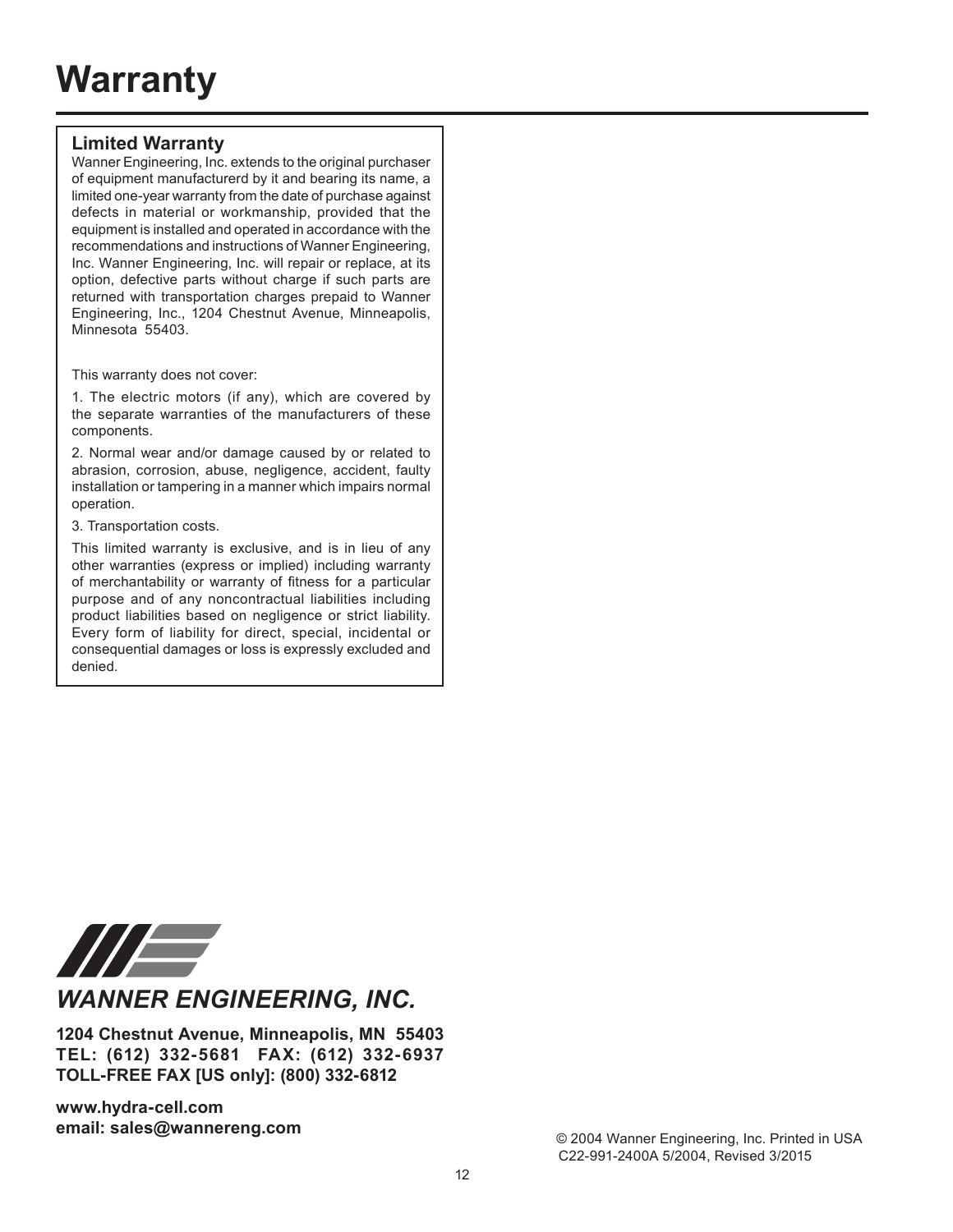# Warranty

## Limited Warranty

Wanner Engineering, Inc. extends to the original purchaser of equipment manufacturerd by it and bearing its name, a limited one-year warranty from the date of purchase against defects in material or workmanship, provided that the equipment is installed and operated in accordance with the recommendations and instructions of Wanner Engineering, Inc. Wanner Engineering, Inc. will repair or replace, at its option, defective parts without charge if such parts are returned with transportation charges prepaid to Wanner Engineering, Inc., 1204 Chestnut Avenue, Minneapolis, Minnesota 55403.

This warranty does not cover:

1. The electric motors (if any), which are covered by the separate warranties of the manufacturers of these components.

2. Normal wear and/or damage caused by or related to abrasion, corrosion, abuse, negligence, accident, faulty installation or tampering in a manner which impairs normal operation.

3. Transportation costs.

This limited warranty is exclusive, and is in lieu of any other warranties (express or implied) including warranty of merchantability or warranty of fitness for a particular purpose and of any noncontractual liabilities including product liabilities based on negligence or strict liability. Every form of liability for direct, special, incidental or consequential damages or loss is expressly excluded and denied.

***WANNER ENGINEERING, INC.***

**1204 Chestnut Avenue, Minneapolis, MN 55403**
**TEL: (612) 332-5681 FAX: (612) 332-6937**
**TOLL-FREE FAX [US only]: (800) 332-6812**

**www.hydra-cell.com**
**email: sales@wannereng.com**

© 2004 Wanner Engineering, Inc. Printed in USA
C22-991-2400A 5/2004, Revised 3/2015